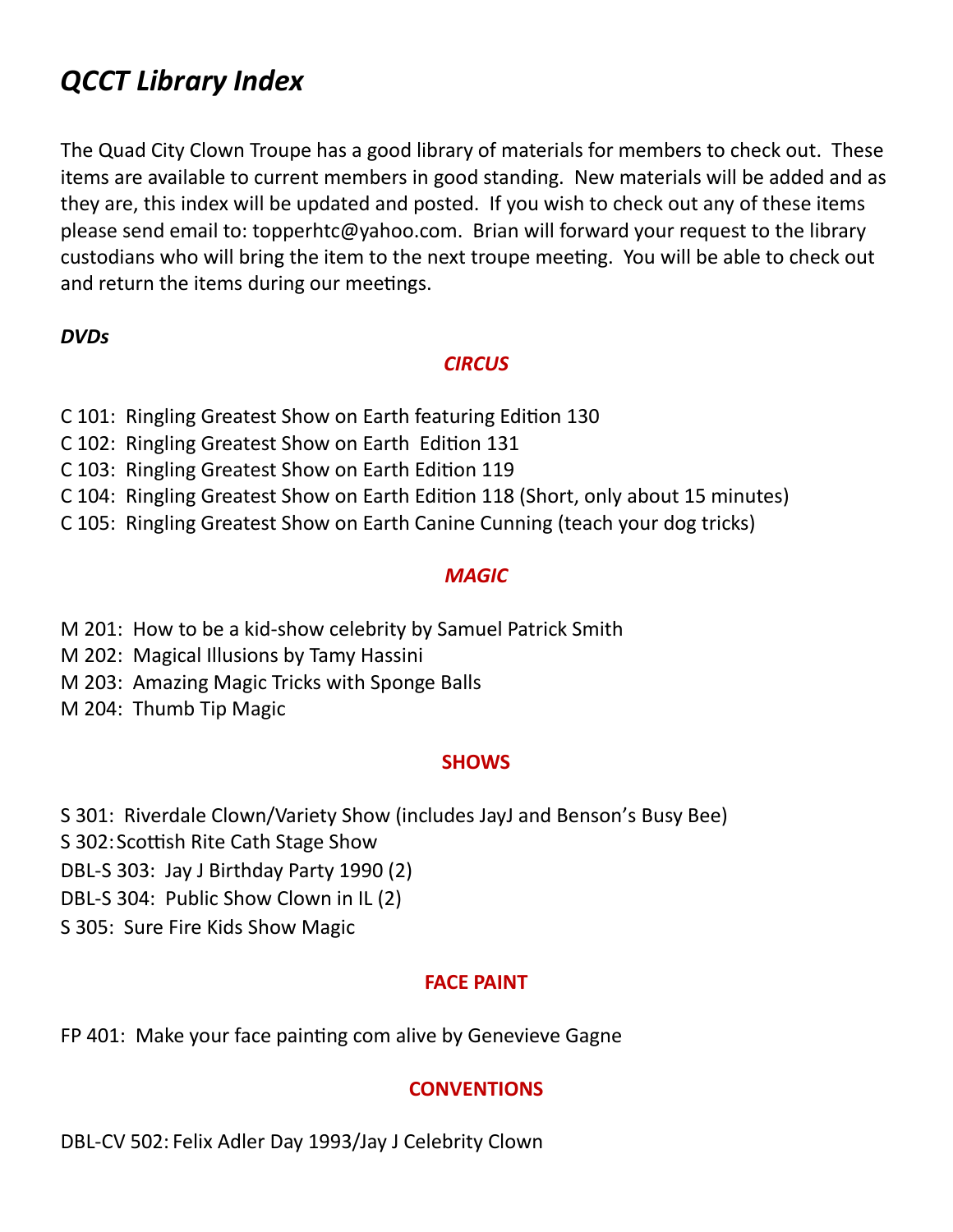# *QCCT Library Index*

The Quad City Clown Troupe has a good library of materials for members to check out. These items are available to current members in good standing. New materials will be added and as they are, this index will be updated and posted. If you wish to check out any of these items please send email to: topperhtc@yahoo.com. Brian will forward your request to the library custodians who will bring the item to the next troupe meeting. You will be able to check out and return the items during our meetings.

***DVDs***

### *CIRCUS*

C 101: Ringling Greatest Show on Earth featuring Edition 130
C 102: Ringling Greatest Show on Earth Edition 131
C 103: Ringling Greatest Show on Earth Edition 119
C 104: Ringling Greatest Show on Earth Edition 118 (Short, only about 15 minutes)
C 105: Ringling Greatest Show on Earth Canine Cunning (teach your dog tricks)

### *MAGIC*

M 201: How to be a kid-show celebrity by Samuel Patrick Smith
M 202: Magical Illusions by Tamy Hassini
M 203: Amazing Magic Tricks with Sponge Balls
M 204: Thumb Tip Magic

### SHOWS

S 301: Riverdale Clown/Variety Show (includes JayJ and Benson's Busy Bee)
S 302: Scottish Rite Cath Stage Show
DBL-S 303: Jay J Birthday Party 1990 (2)
DBL-S 304: Public Show Clown in IL (2)
S 305: Sure Fire Kids Show Magic

### FACE PAINT

FP 401: Make your face painting com alive by Genevieve Gagne

### CONVENTIONS

DBL-CV 502: Felix Adler Day 1993/Jay J Celebrity Clown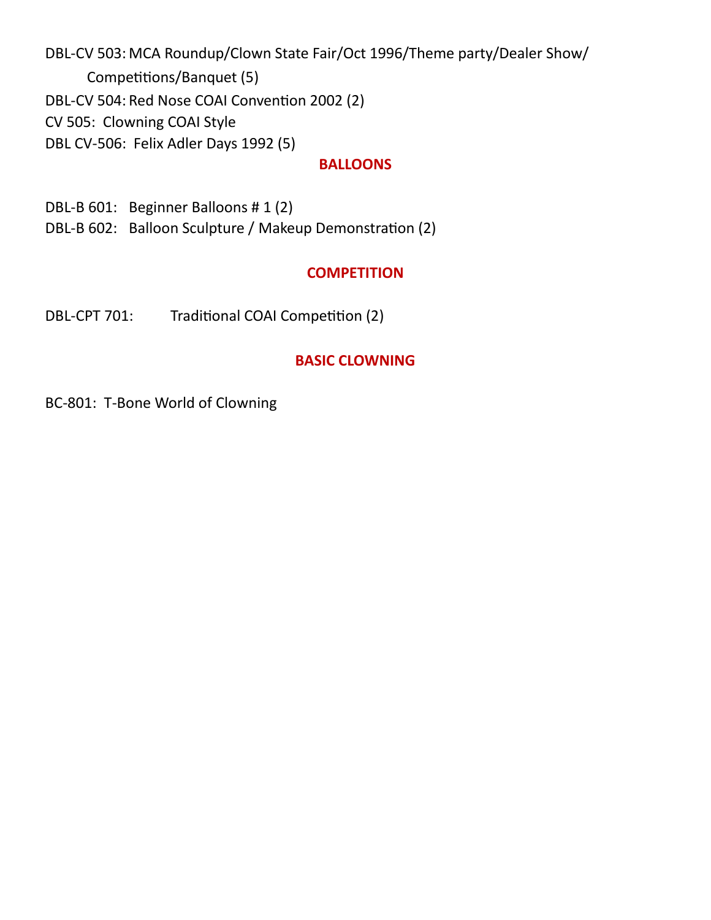DBL-CV 503: MCA Roundup/Clown State Fair/Oct 1996/Theme party/Dealer Show/ Competitions/Banquet (5)

DBL-CV 504: Red Nose COAI Convention 2002 (2)

CV 505: Clowning COAI Style

DBL CV-506: Felix Adler Days 1992 (5)

## BALLOONS

DBL-B 601: Beginner Balloons # 1 (2)

DBL-B 602: Balloon Sculpture / Makeup Demonstration (2)

## COMPETITION

DBL-CPT 701: Traditional COAI Competition (2)

## BASIC CLOWNING

BC-801: T-Bone World of Clowning